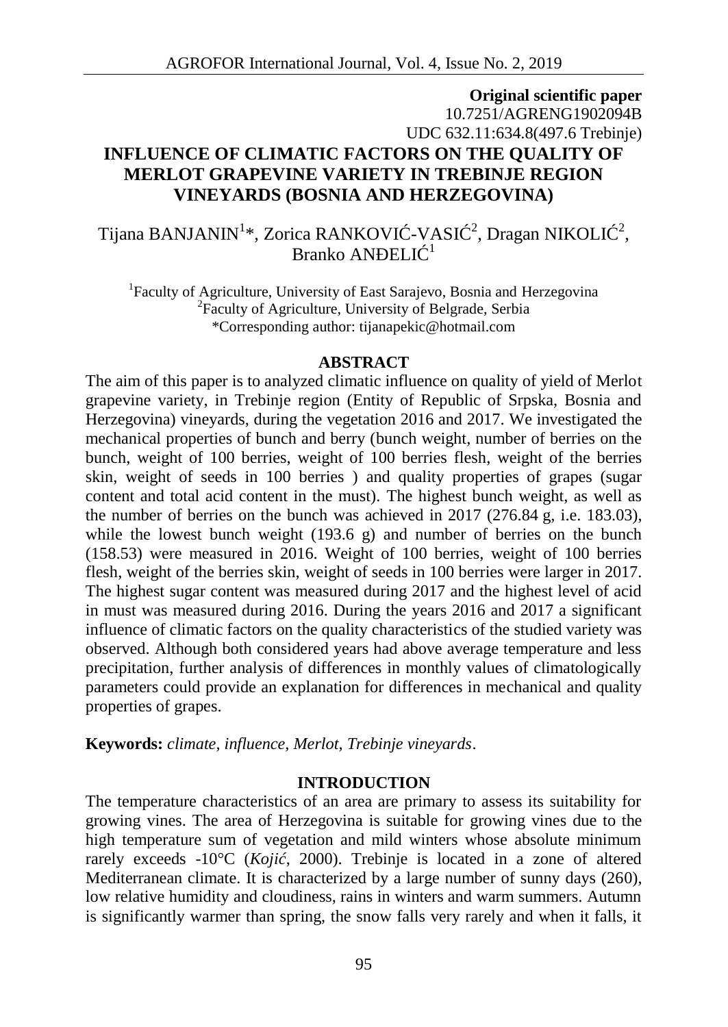**Original scientific paper**
10.7251/AGRENG1902094B
UDC 632.11:634.8(497.6 Trebinje)

# INFLUENCE OF CLIMATIC FACTORS ON THE QUALITY OF MERLOT GRAPEVINE VARIETY IN TREBINJE REGION VINEYARDS (BOSNIA AND HERZEGOVINA)

Tijana BANJANIN[1]*, Zorica RANKOVIĆ-VASIĆ[2], Dragan NIKOLIĆ[2], Branko ANĐELIĆ[1]

[1]Faculty of Agriculture, University of East Sarajevo, Bosnia and Herzegovina
[2]Faculty of Agriculture, University of Belgrade, Serbia
*Corresponding author: tijanapekic@hotmail.com

## ABSTRACT

The aim of this paper is to analyzed climatic influence on quality of yield of Merlot grapevine variety, in Trebinje region (Entity of Republic of Srpska, Bosnia and Herzegovina) vineyards, during the vegetation 2016 and 2017. We investigated the mechanical properties of bunch and berry (bunch weight, number of berries on the bunch, weight of 100 berries, weight of 100 berries flesh, weight of the berries skin, weight of seeds in 100 berries ) and quality properties of grapes (sugar content and total acid content in the must). The highest bunch weight, as well as the number of berries on the bunch was achieved in 2017 (276.84 g, i.e. 183.03), while the lowest bunch weight (193.6 g) and number of berries on the bunch (158.53) were measured in 2016. Weight of 100 berries, weight of 100 berries flesh, weight of the berries skin, weight of seeds in 100 berries were larger in 2017. The highest sugar content was measured during 2017 and the highest level of acid in must was measured during 2016. During the years 2016 and 2017 a significant influence of climatic factors on the quality characteristics of the studied variety was observed. Although both considered years had above average temperature and less precipitation, further analysis of differences in monthly values of climatologically parameters could provide an explanation for differences in mechanical and quality properties of grapes.

**Keywords:** *climate, influence, Merlot, Trebinje vineyards*.

## INTRODUCTION

The temperature characteristics of an area are primary to assess its suitability for growing vines. The area of Herzegovina is suitable for growing vines due to the high temperature sum of vegetation and mild winters whose absolute minimum rarely exceeds -10°C (*Kojić*, 2000). Trebinje is located in a zone of altered Mediterranean climate. It is characterized by a large number of sunny days (260), low relative humidity and cloudiness, rains in winters and warm summers. Autumn is significantly warmer than spring, the snow falls very rarely and when it falls, it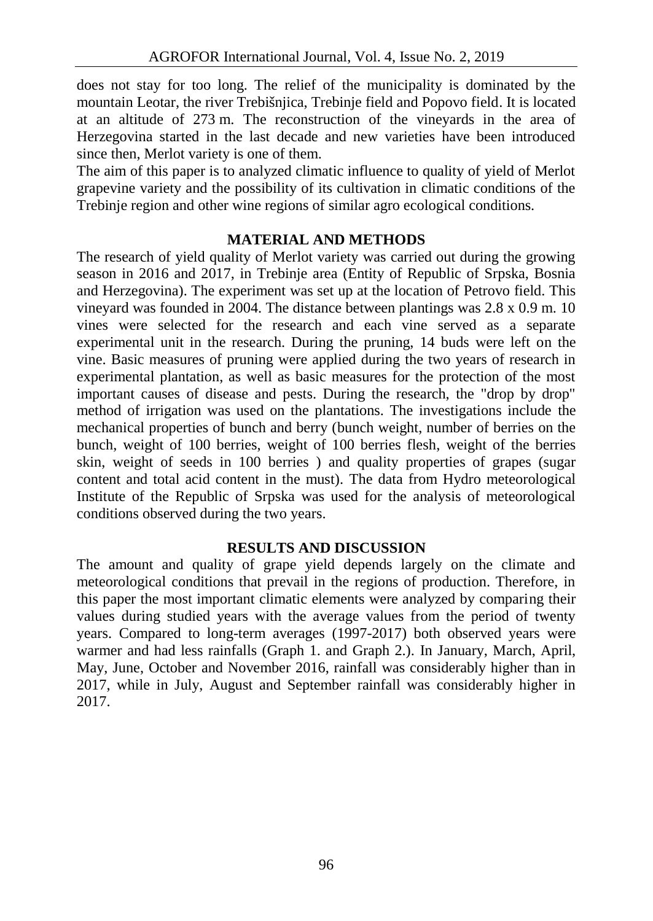does not stay for too long. The relief of the municipality is dominated by the mountain Leotar, the river Trebišnjica, Trebinje field and Popovo field. It is located at an altitude of 273 m. The reconstruction of the vineyards in the area of Herzegovina started in the last decade and new varieties have been introduced since then, Merlot variety is one of them.

The aim of this paper is to analyzed climatic influence to quality of yield of Merlot grapevine variety and the possibility of its cultivation in climatic conditions of the Trebinje region and other wine regions of similar agro ecological conditions.

## MATERIAL AND METHODS

The research of yield quality of Merlot variety was carried out during the growing season in 2016 and 2017, in Trebinje area (Entity of Republic of Srpska, Bosnia and Herzegovina). The experiment was set up at the location of Petrovo field. This vineyard was founded in 2004. The distance between plantings was 2.8 x 0.9 m. 10 vines were selected for the research and each vine served as a separate experimental unit in the research. During the pruning, 14 buds were left on the vine. Basic measures of pruning were applied during the two years of research in experimental plantation, as well as basic measures for the protection of the most important causes of disease and pests. During the research, the "drop by drop" method of irrigation was used on the plantations. The investigations include the mechanical properties of bunch and berry (bunch weight, number of berries on the bunch, weight of 100 berries, weight of 100 berries flesh, weight of the berries skin, weight of seeds in 100 berries ) and quality properties of grapes (sugar content and total acid content in the must). The data from Hydro meteorological Institute of the Republic of Srpska was used for the analysis of meteorological conditions observed during the two years.

## RESULTS AND DISCUSSION

The amount and quality of grape yield depends largely on the climate and meteorological conditions that prevail in the regions of production. Therefore, in this paper the most important climatic elements were analyzed by comparing their values during studied years with the average values from the period of twenty years. Compared to long-term averages (1997-2017) both observed years were warmer and had less rainfalls (Graph 1. and Graph 2.). In January, March, April, May, June, October and November 2016, rainfall was considerably higher than in 2017, while in July, August and September rainfall was considerably higher in 2017.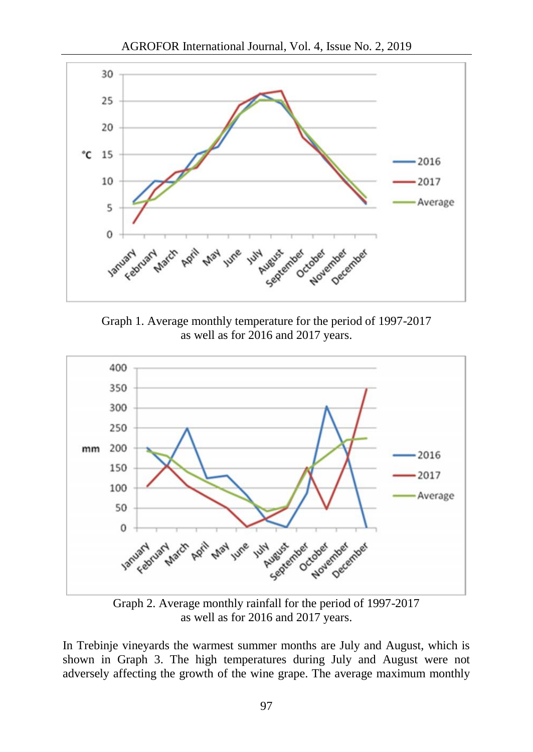Graph 1. Average monthly temperature for the period of 1997-2017 as well as for 2016 and 2017 years.

Graph 2. Average monthly rainfall for the period of 1997-2017 as well as for 2016 and 2017 years.

In Trebinje vineyards the warmest summer months are July and August, which is shown in Graph 3. The high temperatures during July and August were not adversely affecting the growth of the wine grape. The average maximum monthly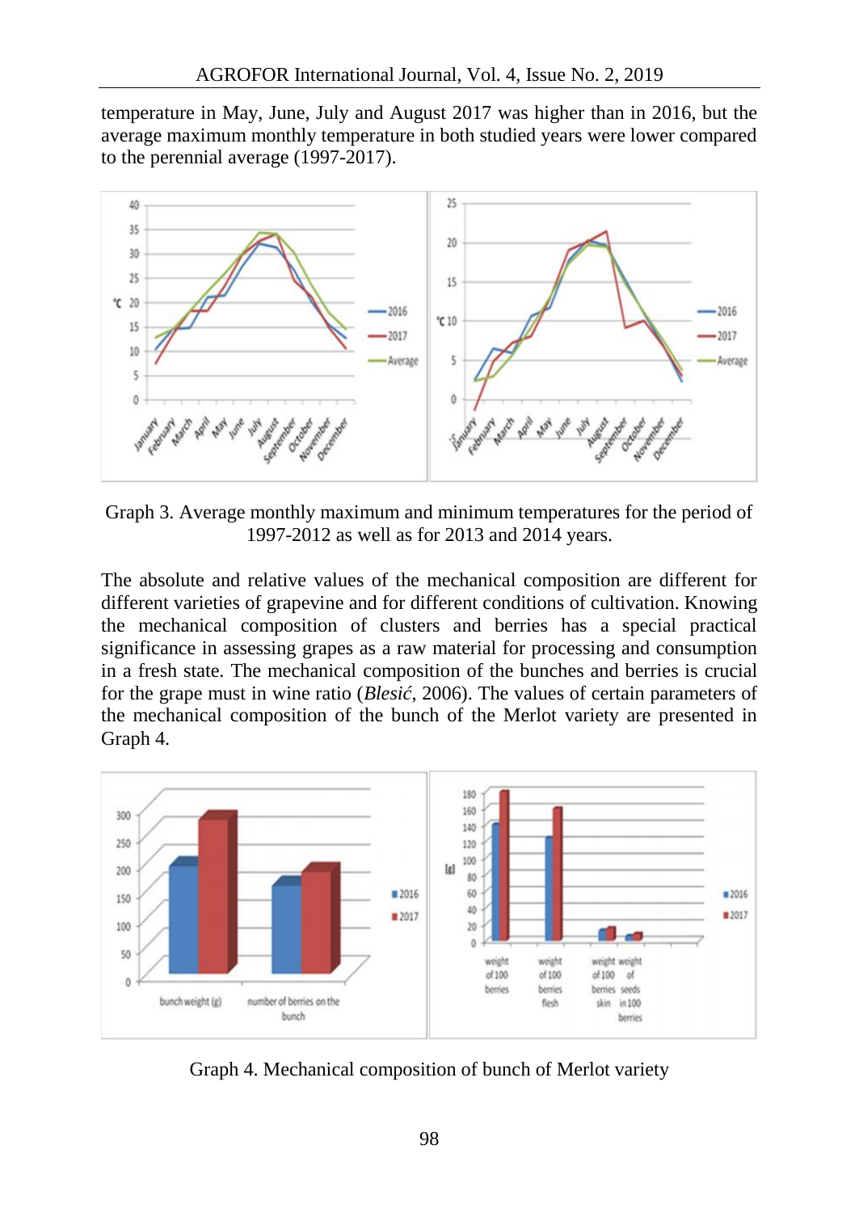temperature in May, June, July and August 2017 was higher than in 2016, but the average maximum monthly temperature in both studied years were lower compared to the perennial average (1997-2017).

Graph 3. Average monthly maximum and minimum temperatures for the period of 1997-2012 as well as for 2013 and 2014 years.

The absolute and relative values of the mechanical composition are different for different varieties of grapevine and for different conditions of cultivation. Knowing the mechanical composition of clusters and berries has a special practical significance in assessing grapes as a raw material for processing and consumption in a fresh state. The mechanical composition of the bunches and berries is crucial for the grape must in wine ratio (*Blesić*, 2006). The values of certain parameters of the mechanical composition of the bunch of the Merlot variety are presented in Graph 4.

Graph 4. Mechanical composition of bunch of Merlot variety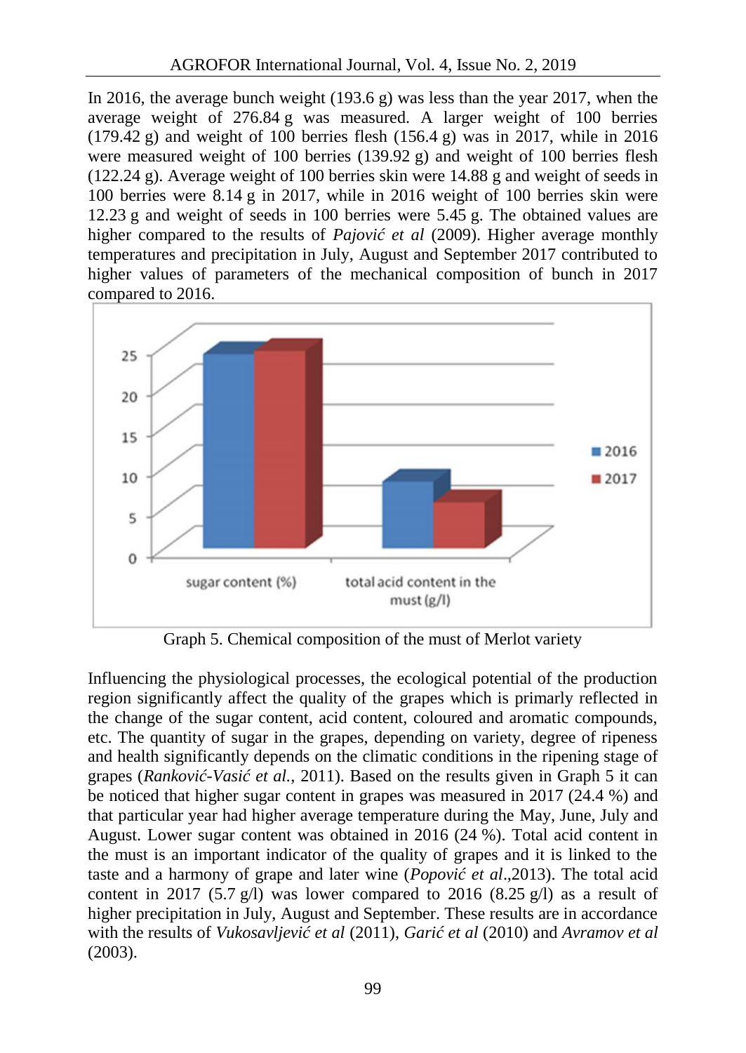In 2016, the average bunch weight (193.6 g) was less than the year 2017, when the average weight of 276.84 g was measured. A larger weight of 100 berries (179.42 g) and weight of 100 berries flesh (156.4 g) was in 2017, while in 2016 were measured weight of 100 berries (139.92 g) and weight of 100 berries flesh (122.24 g). Average weight of 100 berries skin were 14.88 g and weight of seeds in 100 berries were 8.14 g in 2017, while in 2016 weight of 100 berries skin were 12.23 g and weight of seeds in 100 berries were 5.45 g. The obtained values are higher compared to the results of *Pajović et al* (2009). Higher average monthly temperatures and precipitation in July, August and September 2017 contributed to higher values of parameters of the mechanical composition of bunch in 2017 compared to 2016.

Graph 5. Chemical composition of the must of Merlot variety

Influencing the physiological processes, the ecological potential of the production region significantly affect the quality of the grapes which is primarly reflected in the change of the sugar content, acid content, coloured and aromatic compounds, etc. The quantity of sugar in the grapes, depending on variety, degree of ripeness and health significantly depends on the climatic conditions in the ripening stage of grapes (*Ranković-Vasić et al.,* 2011). Based on the results given in Graph 5 it can be noticed that higher sugar content in grapes was measured in 2017 (24.4 %) and that particular year had higher average temperature during the May, June, July and August. Lower sugar content was obtained in 2016 (24 %). Total acid content in the must is an important indicator of the quality of grapes and it is linked to the taste and a harmony of grape and later wine (*Popović et al*.,2013). The total acid content in 2017 (5.7 g/l) was lower compared to 2016 (8.25 g/l) as a result of higher precipitation in July, August and September. These results are in accordance with the results of *Vukosavljević et al* (2011), *Garić et al* (2010) and *Avramov et al* (2003).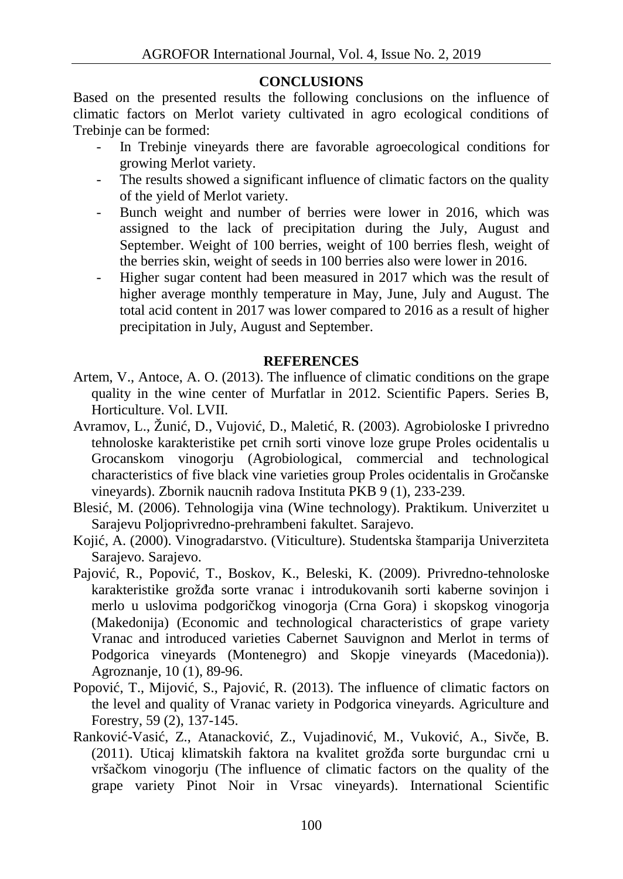## CONCLUSIONS

Based on the presented results the following conclusions on the influence of climatic factors on Merlot variety cultivated in agro ecological conditions of Trebinje can be formed:

- In Trebinje vineyards there are favorable agroecological conditions for growing Merlot variety.
- The results showed a significant influence of climatic factors on the quality of the yield of Merlot variety.
- Bunch weight and number of berries were lower in 2016, which was assigned to the lack of precipitation during the July, August and September. Weight of 100 berries, weight of 100 berries flesh, weight of the berries skin, weight of seeds in 100 berries also were lower in 2016.
- Higher sugar content had been measured in 2017 which was the result of higher average monthly temperature in May, June, July and August. The total acid content in 2017 was lower compared to 2016 as a result of higher precipitation in July, August and September.

## REFERENCES

Artem, V., Antoce, A. O. (2013). The influence of climatic conditions on the grape quality in the wine center of Murfatlar in 2012. Scientific Papers. Series B, Horticulture. Vol. LVII.

Avramov, L., Žunić, D., Vujović, D., Maletić, R. (2003). Agrobioloske I privredno tehnoloske karakteristike pet crnih sorti vinove loze grupe Proles ocidentalis u Grocanskom vinogorju (Agrobiological, commercial and technological characteristics of five black vine varieties group Proles ocidentalis in Gročanske vineyards). Zbornik naucnih radova Instituta PKB 9 (1), 233-239.

Blesić, M. (2006). Tehnologija vina (Wine technology). Praktikum. Univerzitet u Sarajevu Poljoprivredno-prehrambeni fakultet. Sarajevo.

Kojić, A. (2000). Vinogradarstvo. (Viticulture). Studentska štamparija Univerziteta Sarajevo. Sarajevo.

Pajović, R., Popović, T., Boskov, K., Beleski, K. (2009). Privredno-tehnoloske karakteristike grožđa sorte vranac i introdukovanih sorti kaberne sovinjon i merlo u uslovima podgoričkog vinogorja (Crna Gora) i skopskog vinogorja (Makedonija) (Economic and technological characteristics of grape variety Vranac and introduced varieties Cabernet Sauvignon and Merlot in terms of Podgorica vineyards (Montenegro) and Skopje vineyards (Macedonia)). Agroznanje, 10 (1), 89-96.

Popović, T., Mijović, S., Pajović, R. (2013). The influence of climatic factors on the level and quality of Vranac variety in Podgorica vineyards. Agriculture and Forestry, 59 (2), 137-145.

Ranković-Vasić, Z., Atanacković, Z., Vujadinović, M., Vuković, A., Sivče, B. (2011). Uticaj klimatskih faktora na kvalitet grožđa sorte burgundac crni u vršačkom vinogorju (The influence of climatic factors on the quality of the grape variety Pinot Noir in Vrsac vineyards). International Scientific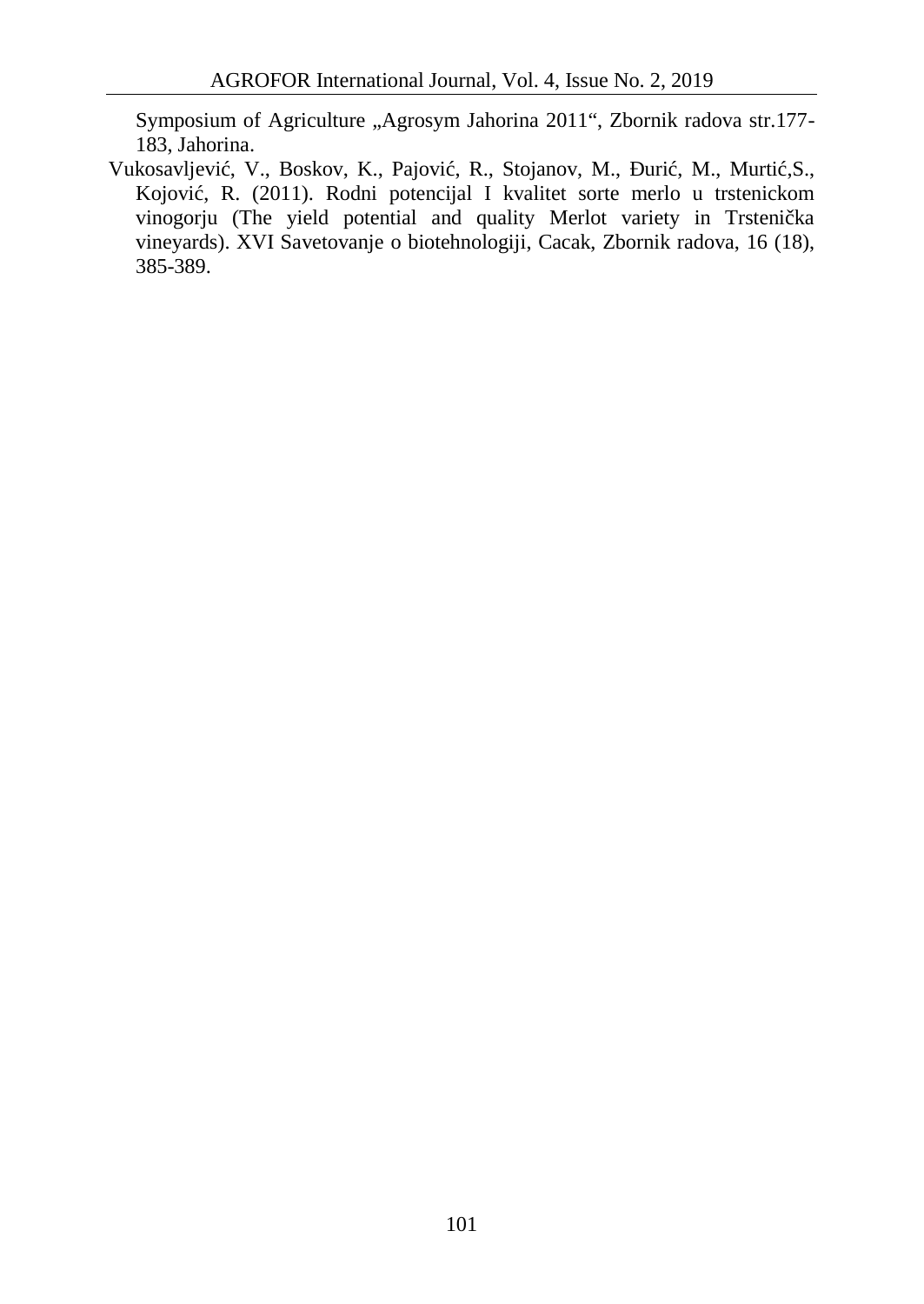Symposium of Agriculture „Agrosym Jahorina 2011“, Zbornik radova str.177-183, Jahorina.

Vukosavljević, V., Boskov, K., Pajović, R., Stojanov, M., Đurić, M., Murtić,S., Kojović, R. (2011). Rodni potencijal I kvalitet sorte merlo u trstenickom vinogorju (The yield potential and quality Merlot variety in Trstenička vineyards). XVI Savetovanje o biotehnologiji, Cacak, Zbornik radova, 16 (18), 385-389.